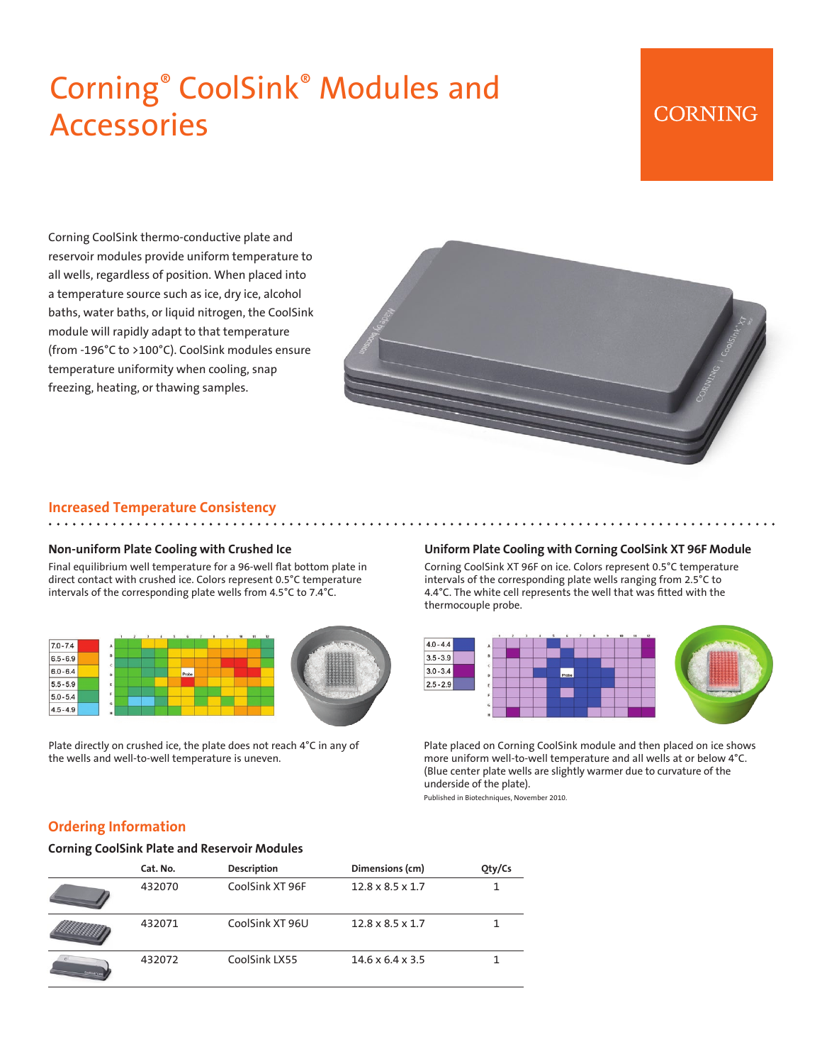# Corning® CoolSink® Modules and Accessories

Corning CoolSink thermo-conductive plate and reservoir modules provide uniform temperature to all wells, regardless of position. When placed into a temperature source such as ice, dry ice, alcohol baths, water baths, or liquid nitrogen, the CoolSink module will rapidly adapt to that temperature (from -196°C to >100°C). CoolSink modules ensure temperature uniformity when cooling, snap freezing, heating, or thawing samples.

## Increased Temperature Consistency

### Non-uniform Plate Cooling with Crushed Ice

Final equilibrium well temperature for a 96-well flat bottom plate in direct contact with crushed ice. Colors represent 0.5°C temperature intervals of the corresponding plate wells from 4.5°C to 7.4°C.

Plate directly on crushed ice, the plate does not reach 4°C in any of the wells and well-to-well temperature is uneven.

### Uniform Plate Cooling with Corning CoolSink XT 96F Module

Corning CoolSink XT 96F on ice. Colors represent 0.5°C temperature intervals of the corresponding plate wells ranging from 2.5°C to 4.4°C. The white cell represents the well that was fitted with the thermocouple probe.

Plate placed on Corning CoolSink module and then placed on ice shows more uniform well-to-well temperature and all wells at or below 4°C. (Blue center plate wells are slightly warmer due to curvature of the underside of the plate).

Published in Biotechniques, November 2010.

## Ordering Information

### Corning CoolSink Plate and Reservoir Modules

| Cat. No. | Description | Dimensions (cm) | Qty/Cs |
|---|---|---|---|
| 432070 | CoolSink XT 96F | 12.8 x 8.5 x 1.7 | 1 |
| 432071 | CoolSink XT 96U | 12.8 x 8.5 x 1.7 | 1 |
| 432072 | CoolSink LX55 | 14.6 x 6.4 x 3.5 | 1 |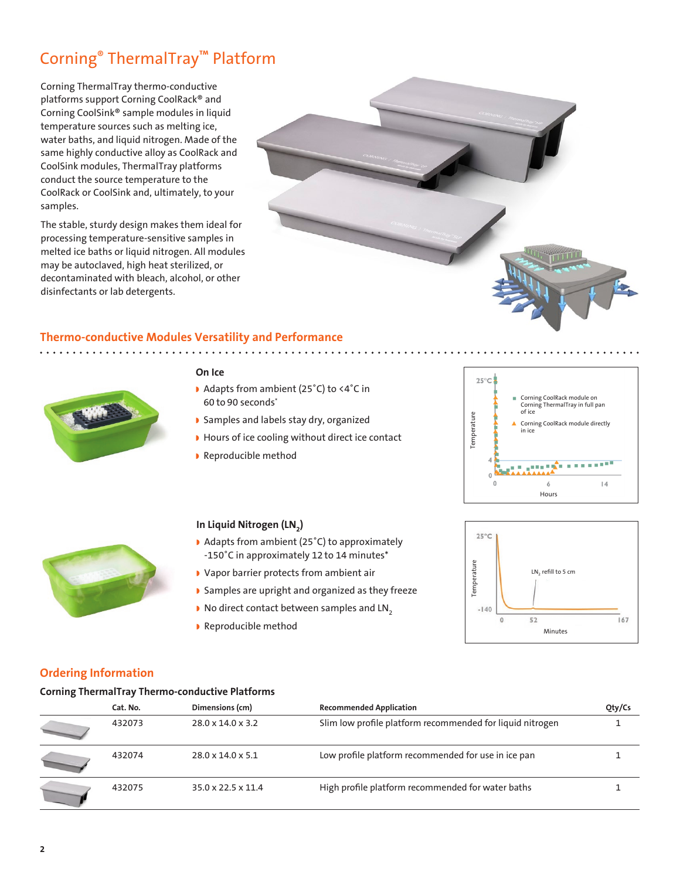# Corning® ThermalTray™ Platform

Corning ThermalTray thermo-conductive platforms support Corning CoolRack® and Corning CoolSink® sample modules in liquid temperature sources such as melting ice, water baths, and liquid nitrogen. Made of the same highly conductive alloy as CoolRack and CoolSink modules, ThermalTray platforms conduct the source temperature to the CoolRack or CoolSink and, ultimately, to your samples.

The stable, sturdy design makes them ideal for processing temperature-sensitive samples in melted ice baths or liquid nitrogen. All modules may be autoclaved, high heat sterilized, or decontaminated with bleach, alcohol, or other disinfectants or lab detergents.

## Thermo-conductive Modules Versatility and Performance

### On Ice

- Adapts from ambient (25˚C) to <4˚C in 60 to 90 seconds*
- Samples and labels stay dry, organized
- Hours of ice cooling without direct ice contact
- Reproducible method

25°C
Temperature
4
0
0 6 14
Hours
■ Corning CoolRack module on Corning ThermalTray in full pan of ice
▲ Corning CoolRack module directly in ice

### In Liquid Nitrogen ($LN_2$)

- Adapts from ambient (25˚C) to approximately -150˚C in approximately 12 to 14 minutes*
- Vapor barrier protects from ambient air
- Samples are upright and organized as they freeze
- No direct contact between samples and $LN_2$
- Reproducible method

25°C
Temperature
-140
0 52 167
Minutes
$LN_2$ refill to 5 cm

## Ordering Information

### Corning ThermalTray Thermo-conductive Platforms

| Cat. No. | Dimensions (cm) | Recommended Application | Qty/Cs |
|---|---|---|---|
| 432073 | 28.0 x 14.0 x 3.2 | Slim low profile platform recommended for liquid nitrogen | 1 |
| 432074 | 28.0 x 14.0 x 5.1 | Low profile platform recommended for use in ice pan | 1 |
| 432075 | 35.0 x 22.5 x 11.4 | High profile platform recommended for water baths | 1 |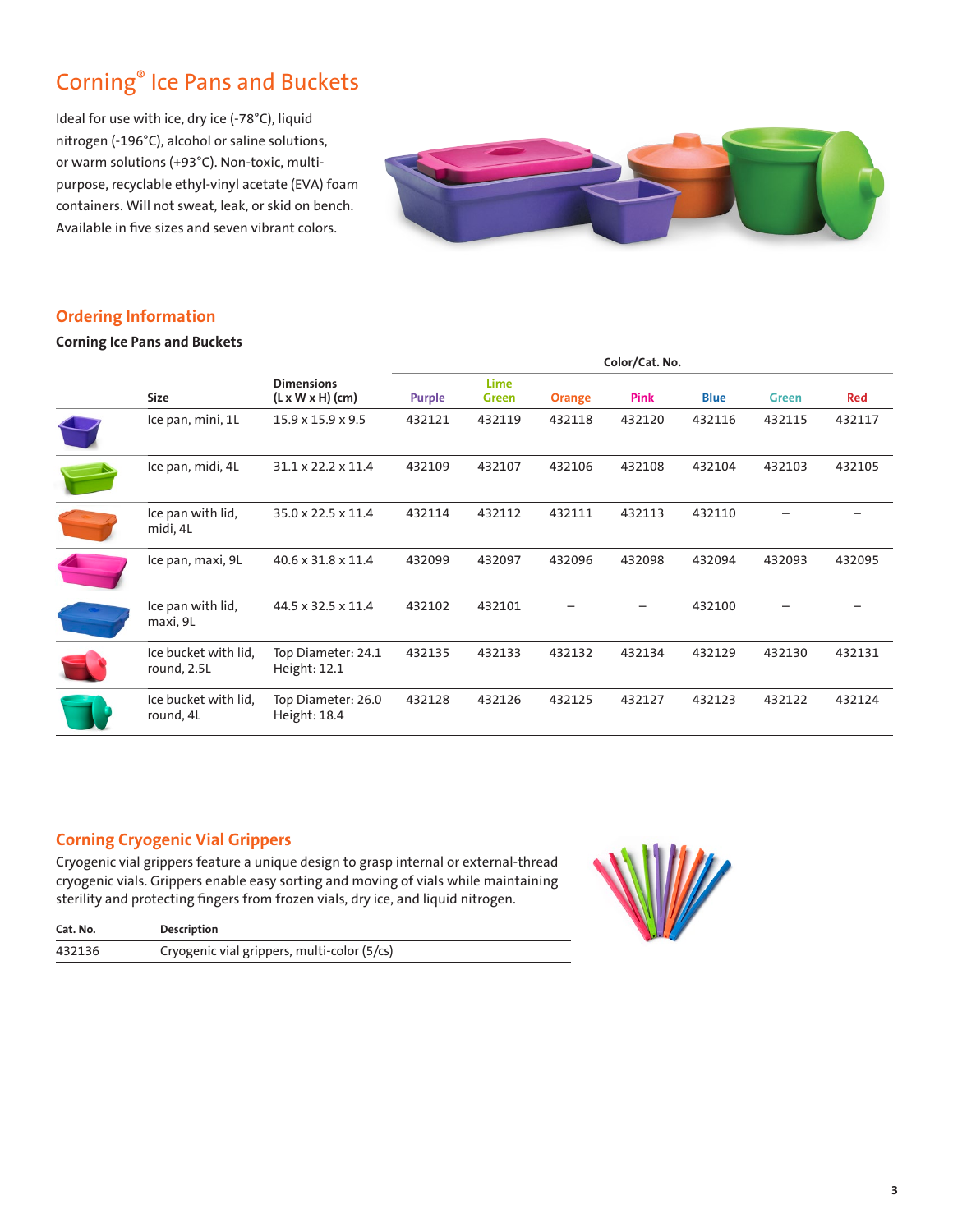# Corning® Ice Pans and Buckets

Ideal for use with ice, dry ice (-78°C), liquid nitrogen (-196°C), alcohol or saline solutions, or warm solutions (+93°C). Non-toxic, multi-purpose, recyclable ethyl-vinyl acetate (EVA) foam containers. Will not sweat, leak, or skid on bench. Available in five sizes and seven vibrant colors.

## Ordering Information

### Corning Ice Pans and Buckets

| Size | Dimensions (L x W x H) (cm) | Color/Cat. No. | | | | | | |
|---|---|---|---|---|---|---|---|---|
| | | Purple | Lime Green | Orange | Pink | Blue | Green | Red |
| Ice pan, mini, 1L | 15.9 x 15.9 x 9.5 | 432121 | 432119 | 432118 | 432120 | 432116 | 432115 | 432117 |
| Ice pan, midi, 4L | 31.1 x 22.2 x 11.4 | 432109 | 432107 | 432106 | 432108 | 432104 | 432103 | 432105 |
| Ice pan with lid, midi, 4L | 35.0 x 22.5 x 11.4 | 432114 | 432112 | 432111 | 432113 | 432110 | – | – |
| Ice pan, maxi, 9L | 40.6 x 31.8 x 11.4 | 432099 | 432097 | 432096 | 432098 | 432094 | 432093 | 432095 |
| Ice pan with lid, maxi, 9L | 44.5 x 32.5 x 11.4 | 432102 | 432101 | – | – | 432100 | – | – |
| Ice bucket with lid, round, 2.5L | Top Diameter: 24.1 Height: 12.1 | 432135 | 432133 | 432132 | 432134 | 432129 | 432130 | 432131 |
| Ice bucket with lid, round, 4L | Top Diameter: 26.0 Height: 18.4 | 432128 | 432126 | 432125 | 432127 | 432123 | 432122 | 432124 |

## Corning Cryogenic Vial Grippers

Cryogenic vial grippers feature a unique design to grasp internal or external-thread cryogenic vials. Grippers enable easy sorting and moving of vials while maintaining sterility and protecting fingers from frozen vials, dry ice, and liquid nitrogen.

| Cat. No. | Description |
|---|---|
| 432136 | Cryogenic vial grippers, multi-color (5/cs) |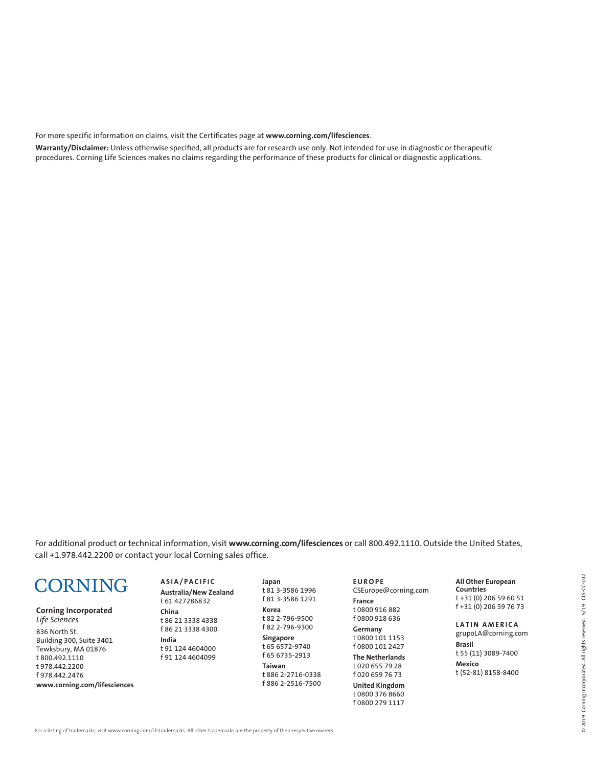For more specific information on claims, visit the Certificates page at **www.corning.com/lifesciences**.

**Warranty/Disclaimer:** Unless otherwise specified, all products are for research use only. Not intended for use in diagnostic or therapeutic procedures. Corning Life Sciences makes no claims regarding the performance of these products for clinical or diagnostic applications.

For additional product or technical information, visit **www.corning.com/lifesciences** or call 800.492.1110. Outside the United States, call +1.978.442.2200 or contact your local Corning sales office.

CORNING

**Corning Incorporated**
*Life Sciences*
836 North St.
Building 300, Suite 3401
Tewksbury, MA 01876
t 800.492.1110
t 978.442.2200
f 978.442.2476
**www.corning.com/lifesciences**

**ASIA/PACIFIC**

**Australia/New Zealand**
t 61 427286832

**China**
t 86 21 3338 4338
f 86 21 3338 4300

**India**
t 91 124 4604000
f 91 124 4604099

**Japan**
t 81 3-3586 1996
f 81 3-3586 1291

**Korea**
t 82 2-796-9500
f 82 2-796-9300

**Singapore**
t 65 6572-9740
f 65 6735-2913

**Taiwan**
t 886 2-2716-0338
f 886 2-2516-7500

**EUROPE**
CSEurope@corning.com

**France**
t 0800 916 882
f 0800 918 636

**Germany**
t 0800 101 1153
f 0800 101 2427

**The Netherlands**
t 020 655 79 28
f 020 659 76 73

**United Kingdom**
t 0800 376 8660
f 0800 279 1117

**All Other European Countries**
t +31 (0) 206 59 60 51
f +31 (0) 206 59 76 73

**LATIN AMERICA**
grupoLA@corning.com

**Brasil**
t 55 (11) 3089-7400

**Mexico**
t (52-81) 8158-8400

For a listing of trademarks, visit www.corning.com/clstrademarks. All other trademarks are the property of their respective owners.

© 2019 Corning Incorporated. All rights reserved. 5/19 CLS-CC-102